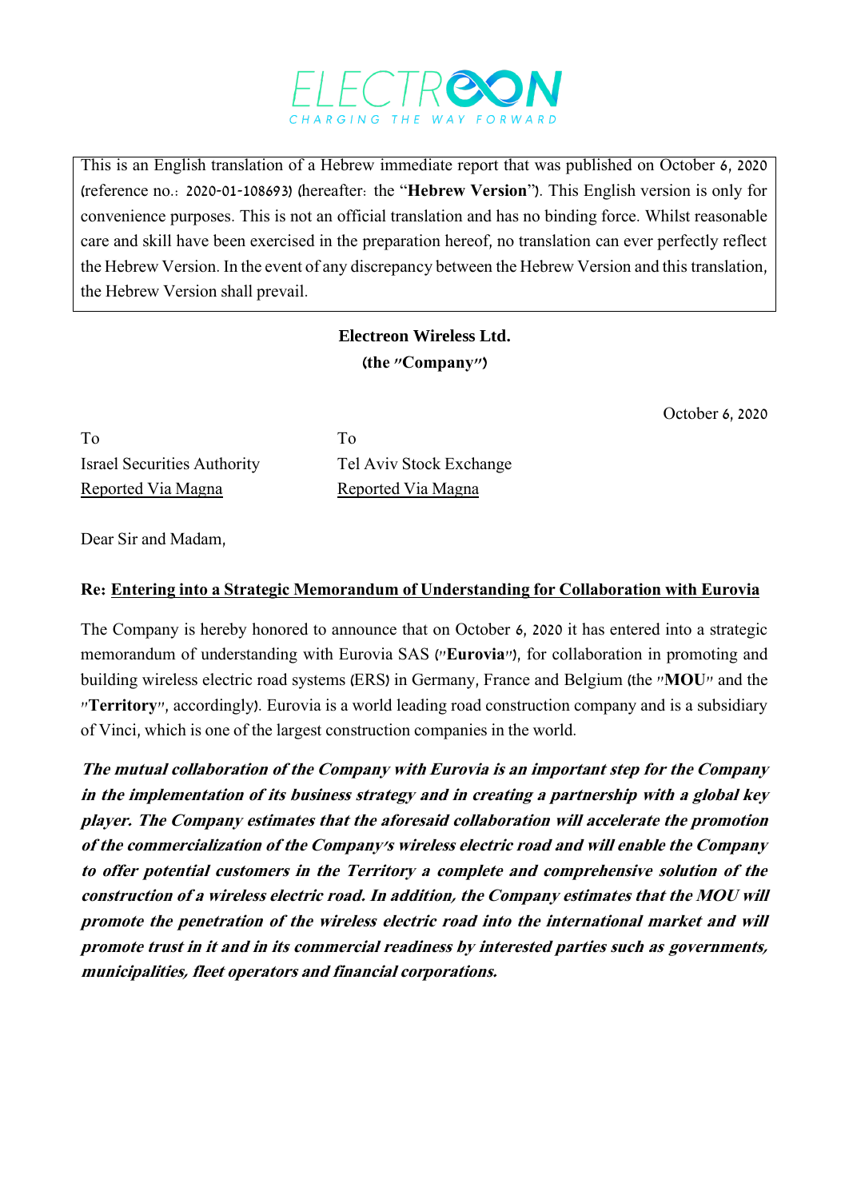ELECTREON
CHARGING THE WAY FORWARD

This is an English translation of a Hebrew immediate report that was published on October 6, 2020 (reference no.: 2020-01-108693) (hereafter: the "**Hebrew Version**"). This English version is only for convenience purposes. This is not an official translation and has no binding force. Whilst reasonable care and skill have been exercised in the preparation hereof, no translation can ever perfectly reflect the Hebrew Version. In the event of any discrepancy between the Hebrew Version and this translation, the Hebrew Version shall prevail.

**Electreon Wireless Ltd.**
**(the "Company")**

October 6, 2020

To
Israel Securities Authority
Reported Via Magna

To
Tel Aviv Stock Exchange
Reported Via Magna

Dear Sir and Madam,

**Re: Entering into a Strategic Memorandum of Understanding for Collaboration with Eurovia**

The Company is hereby honored to announce that on October 6, 2020 it has entered into a strategic memorandum of understanding with Eurovia SAS ("**Eurovia**"), for collaboration in promoting and building wireless electric road systems (ERS) in Germany, France and Belgium (the "**MOU**" and the "**Territory**", accordingly). Eurovia is a world leading road construction company and is a subsidiary of Vinci, which is one of the largest construction companies in the world.

***The mutual collaboration of the Company with Eurovia is an important step for the Company in the implementation of its business strategy and in creating a partnership with a global key player. The Company estimates that the aforesaid collaboration will accelerate the promotion of the commercialization of the Company's wireless electric road and will enable the Company to offer potential customers in the Territory a complete and comprehensive solution of the construction of a wireless electric road. In addition, the Company estimates that the MOU will promote the penetration of the wireless electric road into the international market and will promote trust in it and in its commercial readiness by interested parties such as governments, municipalities, fleet operators and financial corporations.***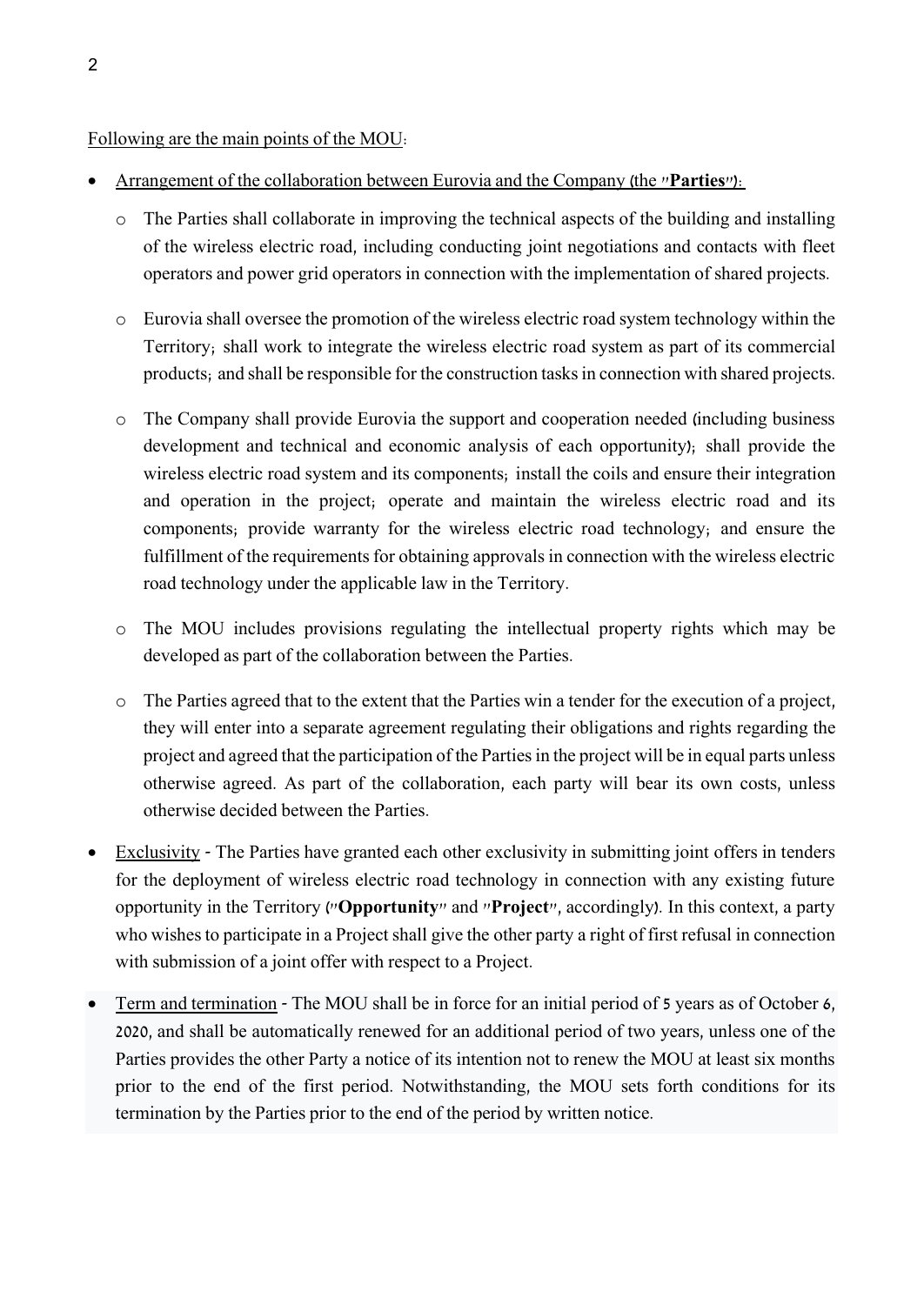Following are the main points of the MOU:

- Arrangement of the collaboration between Eurovia and the Company (the "**Parties**"):
    - The Parties shall collaborate in improving the technical aspects of the building and installing of the wireless electric road, including conducting joint negotiations and contacts with fleet operators and power grid operators in connection with the implementation of shared projects.
    - Eurovia shall oversee the promotion of the wireless electric road system technology within the Territory; shall work to integrate the wireless electric road system as part of its commercial products; and shall be responsible for the construction tasks in connection with shared projects.
    - The Company shall provide Eurovia the support and cooperation needed (including business development and technical and economic analysis of each opportunity); shall provide the wireless electric road system and its components; install the coils and ensure their integration and operation in the project; operate and maintain the wireless electric road and its components; provide warranty for the wireless electric road technology; and ensure the fulfillment of the requirements for obtaining approvals in connection with the wireless electric road technology under the applicable law in the Territory.
    - The MOU includes provisions regulating the intellectual property rights which may be developed as part of the collaboration between the Parties.
    - The Parties agreed that to the extent that the Parties win a tender for the execution of a project, they will enter into a separate agreement regulating their obligations and rights regarding the project and agreed that the participation of the Parties in the project will be in equal parts unless otherwise agreed. As part of the collaboration, each party will bear its own costs, unless otherwise decided between the Parties.
- Exclusivity - The Parties have granted each other exclusivity in submitting joint offers in tenders for the deployment of wireless electric road technology in connection with any existing future opportunity in the Territory ("**Opportunity**" and "**Project**", accordingly). In this context, a party who wishes to participate in a Project shall give the other party a right of first refusal in connection with submission of a joint offer with respect to a Project.
- Term and termination - The MOU shall be in force for an initial period of 5 years as of October 6, 2020, and shall be automatically renewed for an additional period of two years, unless one of the Parties provides the other Party a notice of its intention not to renew the MOU at least six months prior to the end of the first period. Notwithstanding, the MOU sets forth conditions for its termination by the Parties prior to the end of the period by written notice.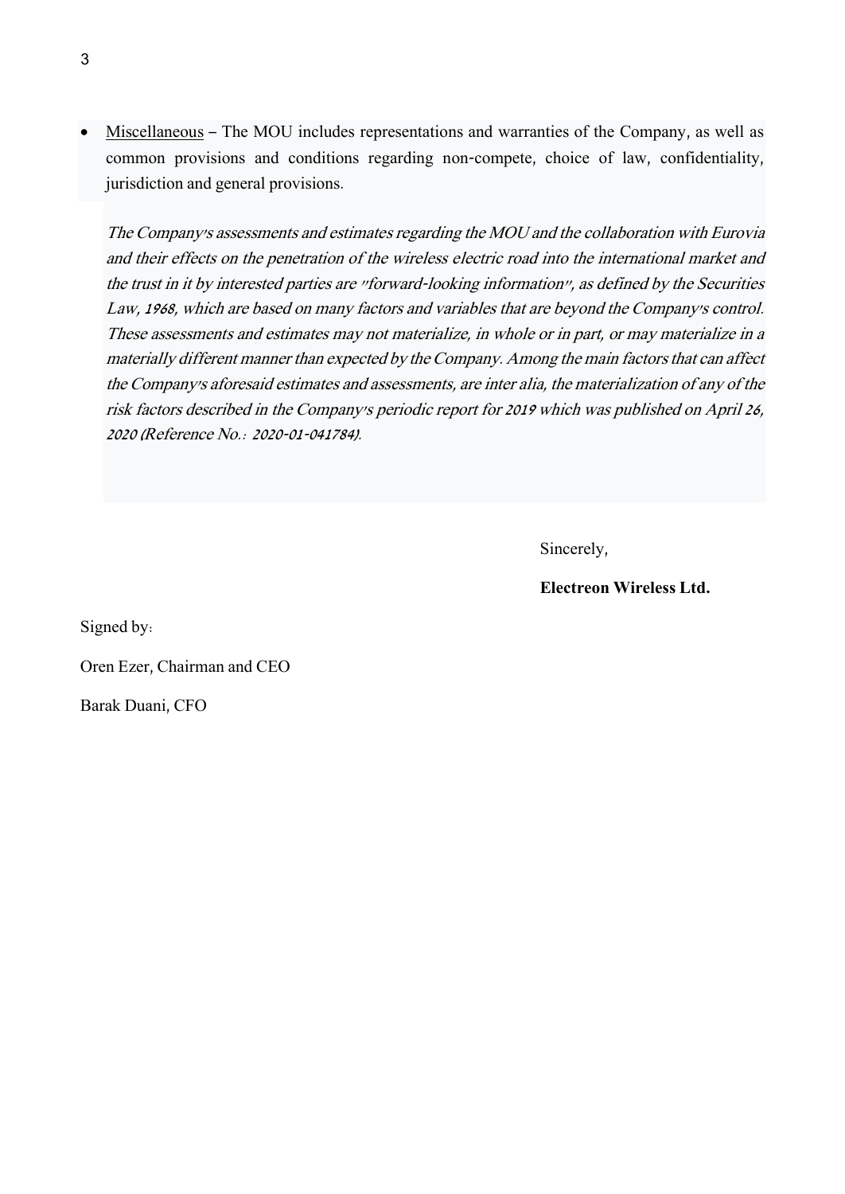- <u>Miscellaneous</u> – The MOU includes representations and warranties of the Company, as well as common provisions and conditions regarding non-compete, choice of law, confidentiality, jurisdiction and general provisions.

*The Company's assessments and estimates regarding the MOU and the collaboration with Eurovia and their effects on the penetration of the wireless electric road into the international market and the trust in it by interested parties are "forward-looking information", as defined by the Securities Law, 1968, which are based on many factors and variables that are beyond the Company's control. These assessments and estimates may not materialize, in whole or in part, or may materialize in a materially different manner than expected by the Company. Among the main factors that can affect the Company's aforesaid estimates and assessments, are inter alia, the materialization of any of the risk factors described in the Company's periodic report for 2019 which was published on April 26, 2020 (Reference No.: 2020-01-041784).*

Sincerely,

**Electreon Wireless Ltd.**

Signed by:

Oren Ezer, Chairman and CEO

Barak Duani, CFO